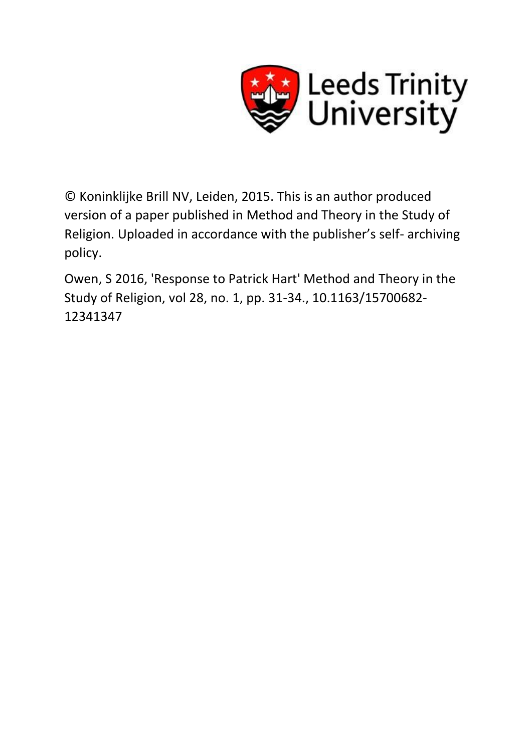Leeds Trinity University

© Koninklijke Brill NV, Leiden, 2015. This is an author produced version of a paper published in Method and Theory in the Study of Religion. Uploaded in accordance with the publisher's self- archiving policy.

Owen, S 2016, 'Response to Patrick Hart' Method and Theory in the Study of Religion, vol 28, no. 1, pp. 31-34., 10.1163/15700682-12341347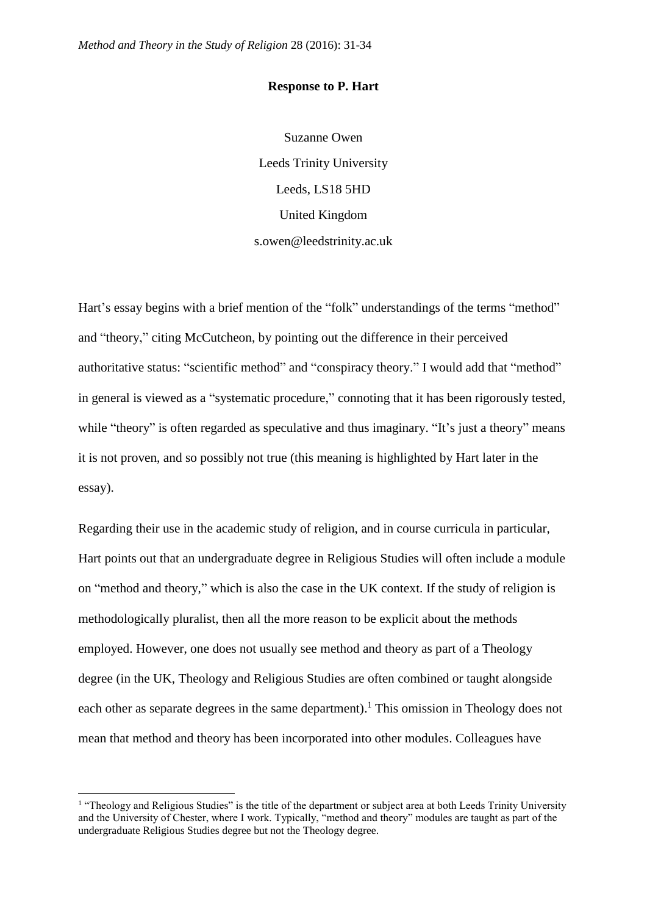*Method and Theory in the Study of Religion* 28 (2016): 31-34

**Response to P. Hart**

Suzanne Owen

Leeds Trinity University

Leeds, LS18 5HD

United Kingdom

s.owen@leedstrinity.ac.uk

Hart's essay begins with a brief mention of the "folk" understandings of the terms "method" and "theory," citing McCutcheon, by pointing out the difference in their perceived authoritative status: "scientific method" and "conspiracy theory." I would add that "method" in general is viewed as a "systematic procedure," connoting that it has been rigorously tested, while "theory" is often regarded as speculative and thus imaginary. "It's just a theory" means it is not proven, and so possibly not true (this meaning is highlighted by Hart later in the essay).

Regarding their use in the academic study of religion, and in course curricula in particular, Hart points out that an undergraduate degree in Religious Studies will often include a module on "method and theory," which is also the case in the UK context. If the study of religion is methodologically pluralist, then all the more reason to be explicit about the methods employed. However, one does not usually see method and theory as part of a Theology degree (in the UK, Theology and Religious Studies are often combined or taught alongside each other as separate degrees in the same department).[1] This omission in Theology does not mean that method and theory has been incorporated into other modules. Colleagues have

[1] "Theology and Religious Studies" is the title of the department or subject area at both Leeds Trinity University and the University of Chester, where I work. Typically, "method and theory" modules are taught as part of the undergraduate Religious Studies degree but not the Theology degree.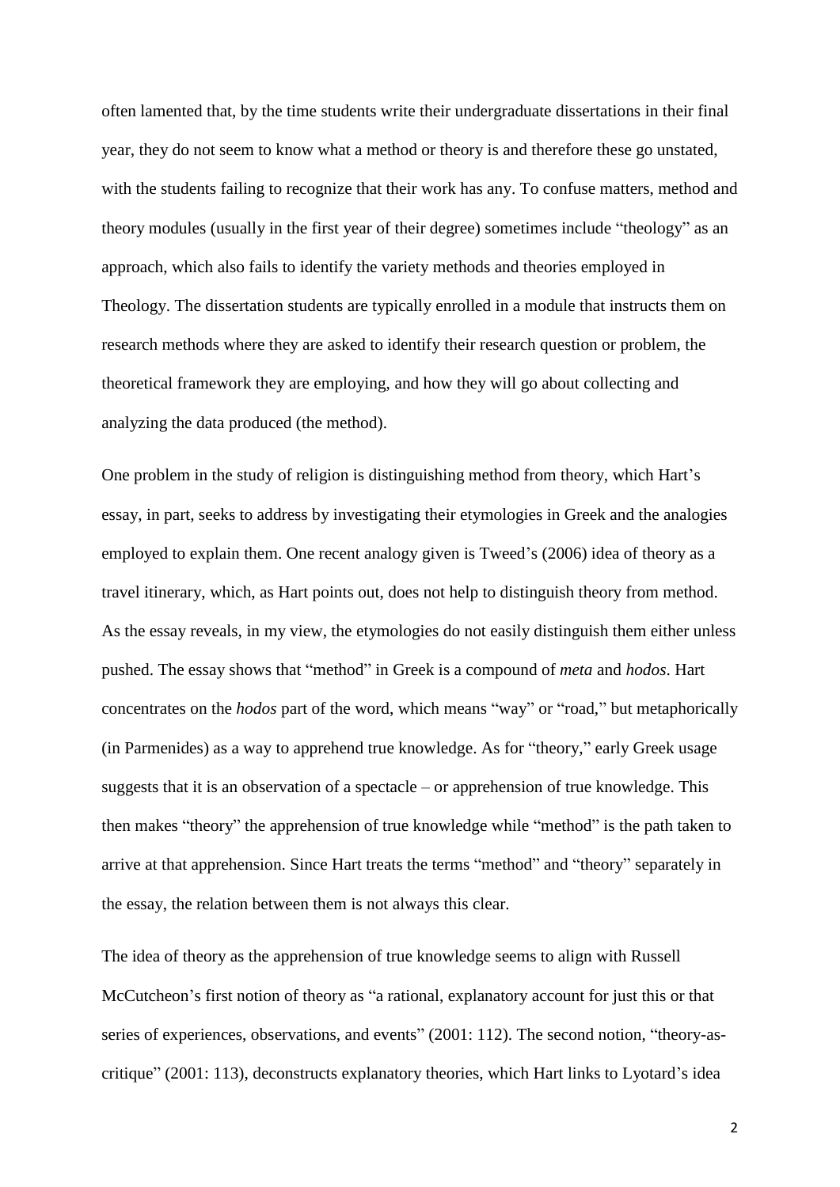often lamented that, by the time students write their undergraduate dissertations in their final year, they do not seem to know what a method or theory is and therefore these go unstated, with the students failing to recognize that their work has any. To confuse matters, method and theory modules (usually in the first year of their degree) sometimes include "theology" as an approach, which also fails to identify the variety methods and theories employed in Theology. The dissertation students are typically enrolled in a module that instructs them on research methods where they are asked to identify their research question or problem, the theoretical framework they are employing, and how they will go about collecting and analyzing the data produced (the method).

One problem in the study of religion is distinguishing method from theory, which Hart's essay, in part, seeks to address by investigating their etymologies in Greek and the analogies employed to explain them. One recent analogy given is Tweed's (2006) idea of theory as a travel itinerary, which, as Hart points out, does not help to distinguish theory from method. As the essay reveals, in my view, the etymologies do not easily distinguish them either unless pushed. The essay shows that "method" in Greek is a compound of *meta* and *hodos*. Hart concentrates on the *hodos* part of the word, which means "way" or "road," but metaphorically (in Parmenides) as a way to apprehend true knowledge. As for "theory," early Greek usage suggests that it is an observation of a spectacle – or apprehension of true knowledge. This then makes "theory" the apprehension of true knowledge while "method" is the path taken to arrive at that apprehension. Since Hart treats the terms "method" and "theory" separately in the essay, the relation between them is not always this clear.

The idea of theory as the apprehension of true knowledge seems to align with Russell McCutcheon's first notion of theory as "a rational, explanatory account for just this or that series of experiences, observations, and events" (2001: 112). The second notion, "theory-as-critique" (2001: 113), deconstructs explanatory theories, which Hart links to Lyotard's idea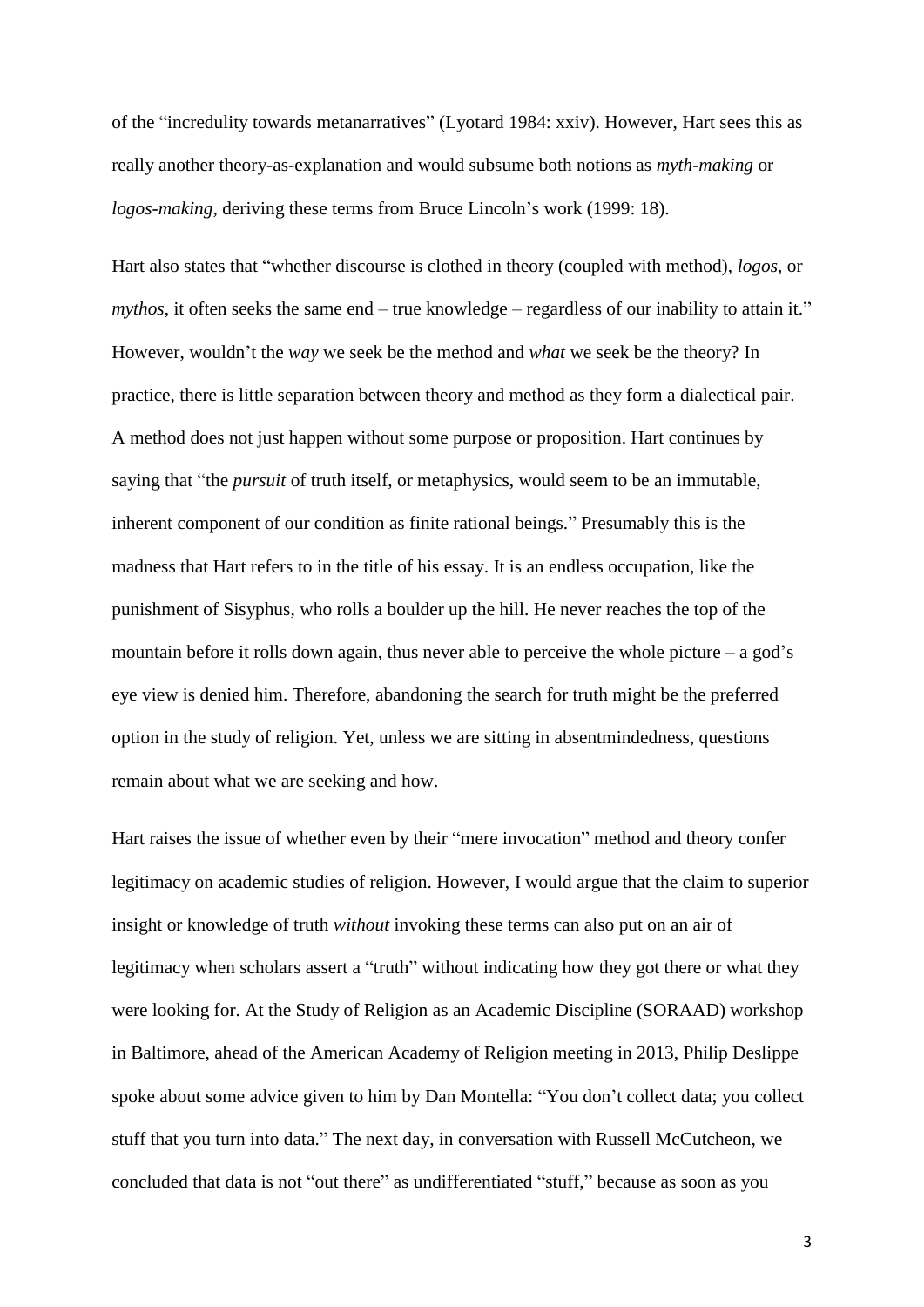of the "incredulity towards metanarratives" (Lyotard 1984: xxiv). However, Hart sees this as really another theory-as-explanation and would subsume both notions as *myth-making* or *logos-making*, deriving these terms from Bruce Lincoln's work (1999: 18).

Hart also states that "whether discourse is clothed in theory (coupled with method), *logos*, or *mythos*, it often seeks the same end – true knowledge – regardless of our inability to attain it." However, wouldn't the *way* we seek be the method and *what* we seek be the theory? In practice, there is little separation between theory and method as they form a dialectical pair. A method does not just happen without some purpose or proposition. Hart continues by saying that "the *pursuit* of truth itself, or metaphysics, would seem to be an immutable, inherent component of our condition as finite rational beings." Presumably this is the madness that Hart refers to in the title of his essay. It is an endless occupation, like the punishment of Sisyphus, who rolls a boulder up the hill. He never reaches the top of the mountain before it rolls down again, thus never able to perceive the whole picture – a god's eye view is denied him. Therefore, abandoning the search for truth might be the preferred option in the study of religion. Yet, unless we are sitting in absentmindedness, questions remain about what we are seeking and how.

Hart raises the issue of whether even by their "mere invocation" method and theory confer legitimacy on academic studies of religion. However, I would argue that the claim to superior insight or knowledge of truth *without* invoking these terms can also put on an air of legitimacy when scholars assert a "truth" without indicating how they got there or what they were looking for. At the Study of Religion as an Academic Discipline (SORAAD) workshop in Baltimore, ahead of the American Academy of Religion meeting in 2013, Philip Deslippe spoke about some advice given to him by Dan Montella: "You don't collect data; you collect stuff that you turn into data." The next day, in conversation with Russell McCutcheon, we concluded that data is not "out there" as undifferentiated "stuff," because as soon as you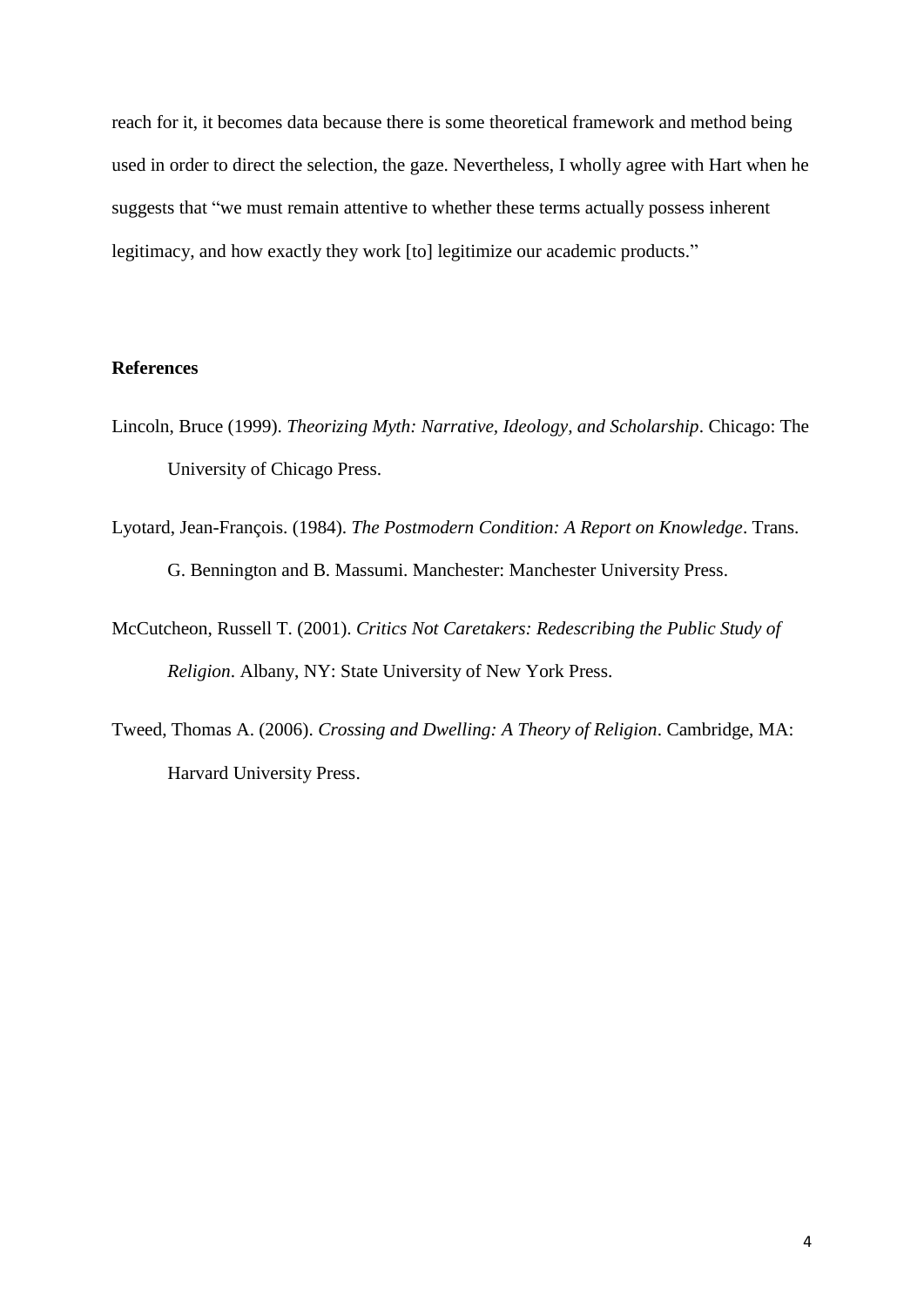reach for it, it becomes data because there is some theoretical framework and method being used in order to direct the selection, the gaze. Nevertheless, I wholly agree with Hart when he suggests that "we must remain attentive to whether these terms actually possess inherent legitimacy, and how exactly they work [to] legitimize our academic products."

## References

Lincoln, Bruce (1999). *Theorizing Myth: Narrative, Ideology, and Scholarship*. Chicago: The University of Chicago Press.

Lyotard, Jean-François. (1984). *The Postmodern Condition: A Report on Knowledge*. Trans. G. Bennington and B. Massumi. Manchester: Manchester University Press.

McCutcheon, Russell T. (2001). *Critics Not Caretakers: Redescribing the Public Study of Religion*. Albany, NY: State University of New York Press.

Tweed, Thomas A. (2006). *Crossing and Dwelling: A Theory of Religion*. Cambridge, MA: Harvard University Press.